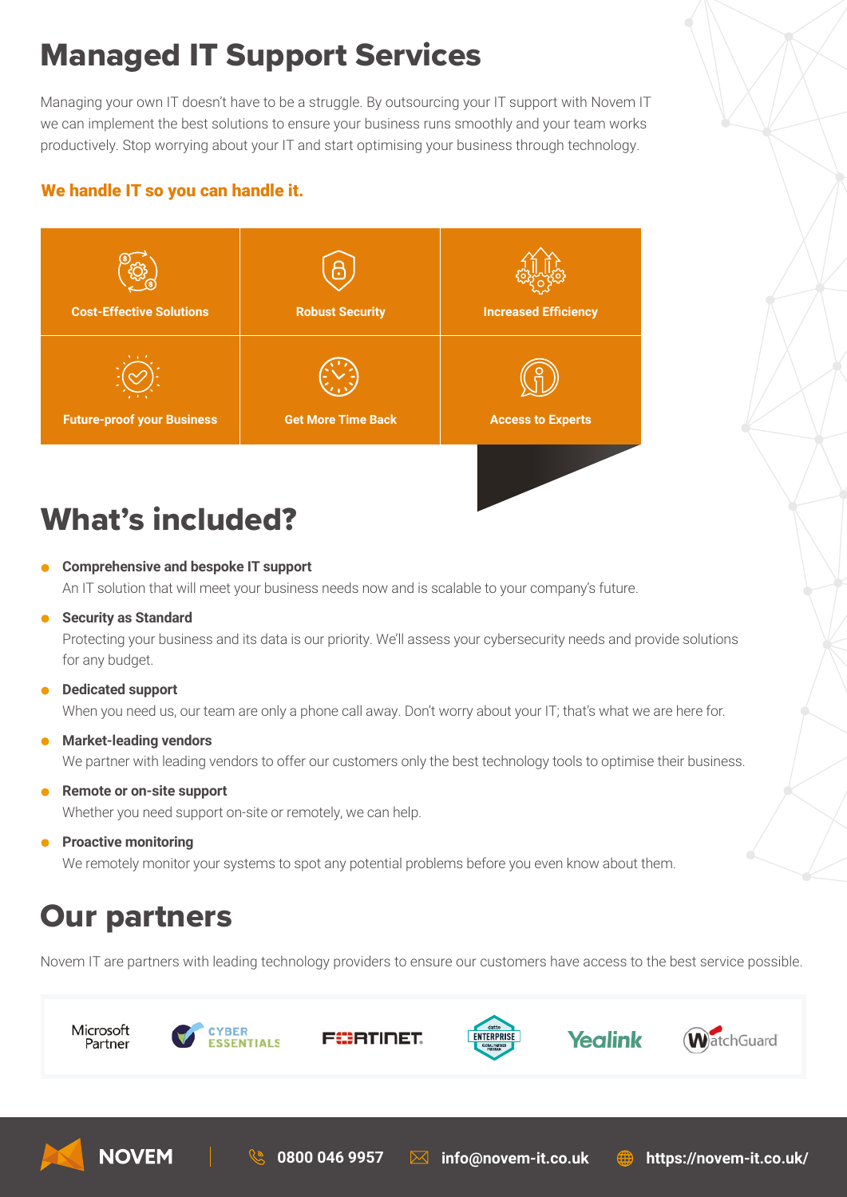# Managed IT Support Services

Managing your own IT doesn't have to be a struggle. By outsourcing your IT support with Novem IT we can implement the best solutions to ensure your business runs smoothly and your team works productively. Stop worrying about your IT and start optimising your business through technology.

**We handle IT so you can handle it.**

| Cost-Effective Solutions | Robust Security | Increased Efficiency |
| --- | --- | --- |
| Future-proof your Business | Get More Time Back | Access to Experts |

## What's included?

- **Comprehensive and bespoke IT support**
  An IT solution that will meet your business needs now and is scalable to your company's future.
- **Security as Standard**
  Protecting your business and its data is our priority. We'll assess your cybersecurity needs and provide solutions for any budget.
- **Dedicated support**
  When you need us, our team are only a phone call away. Don't worry about your IT; that's what we are here for.
- **Market-leading vendors**
  We partner with leading vendors to offer our customers only the best technology tools to optimise their business.
- **Remote or on-site support**
  Whether you need support on-site or remotely, we can help.
- **Proactive monitoring**
  We remotely monitor your systems to spot any potential problems before you even know about them.

## Our partners

Novem IT are partners with leading technology providers to ensure our customers have access to the best service possible.

Microsoft Partner | Cyber Essentials | Fortinet | Datto Enterprise | Yealink | WatchGuard

NOVEM | 0800 046 9957 | info@novem-it.co.uk | https://novem-it.co.uk/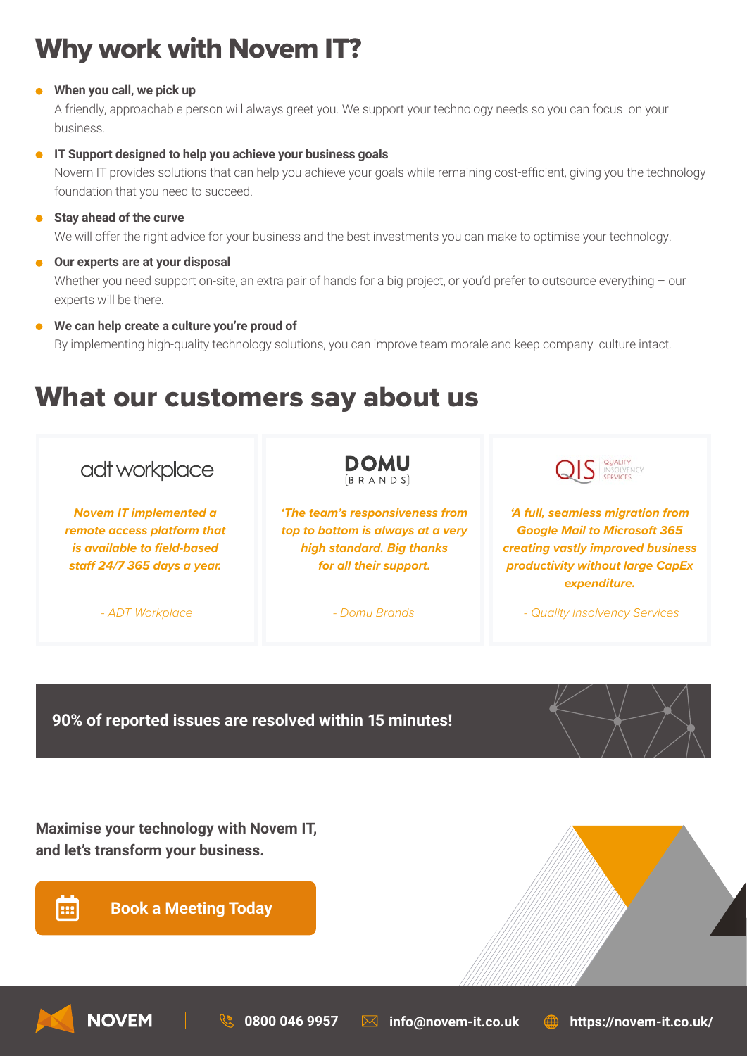# Why work with Novem IT?

- **When you call, we pick up**
  A friendly, approachable person will always greet you. We support your technology needs so you can focus on your business.
- **IT Support designed to help you achieve your business goals**
  Novem IT provides solutions that can help you achieve your goals while remaining cost-efficient, giving you the technology foundation that you need to succeed.
- **Stay ahead of the curve**
  We will offer the right advice for your business and the best investments you can make to optimise your technology.
- **Our experts are at your disposal**
  Whether you need support on-site, an extra pair of hands for a big project, or you'd prefer to outsource everything – our experts will be there.
- **We can help create a culture you're proud of**
  By implementing high-quality technology solutions, you can improve team morale and keep company culture intact.

# What our customers say about us

adt workplace

***Novem IT implemented a remote access platform that is available to field-based staff 24/7 365 days a year.***

*- ADT Workplace*

DOMU BRANDS

***'The team's responsiveness from top to bottom is always at a very high standard. Big thanks for all their support.***

*- Domu Brands*

QIS QUALITY INSOLVENCY SERVICES

***'A full, seamless migration from Google Mail to Microsoft 365 creating vastly improved business productivity without large CapEx expenditure.***

*- Quality Insolvency Services*

**90% of reported issues are resolved within 15 minutes!**

**Maximise your technology with Novem IT, and let's transform your business.**

**Book a Meeting Today**

NOVEM | 0800 046 9957 | info@novem-it.co.uk | https://novem-it.co.uk/